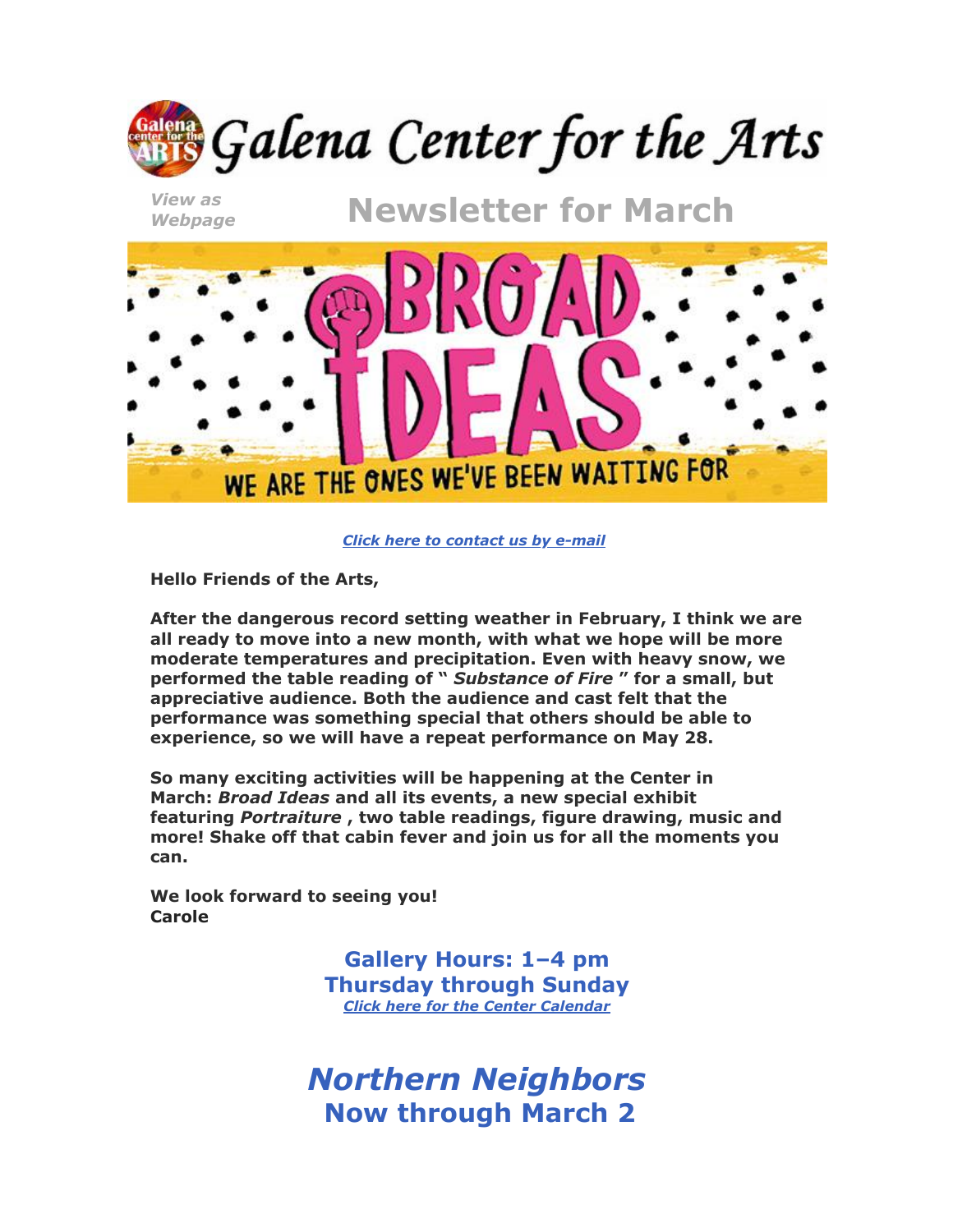# Galena Center for the Arts

*View as Webpage*

## Newsletter for March

BROAD IDEAS

WE ARE THE ONES WE'VE BEEN WAITING FOR

*Click here to contact us by e-mail*

**Hello Friends of the Arts,**

**After the dangerous record setting weather in February, I think we are all ready to move into a new month, with what we hope will be more moderate temperatures and precipitation. Even with heavy snow, we performed the table reading of "*Substance of Fire*" for a small, but appreciative audience. Both the audience and cast felt that the performance was something special that others should be able to experience, so we will have a repeat performance on May 28.**

**So many exciting activities will be happening at the Center in March: *Broad Ideas* and all its events, a new special exhibit featuring *Portraiture*, two table readings, figure drawing, music and more! Shake off that cabin fever and join us for all the moments you can.**

**We look forward to seeing you!**
**Carole**

**Gallery Hours: 1–4 pm**
**Thursday through Sunday**
*Click here for the Center Calendar*

## *Northern Neighbors*
## Now through March 2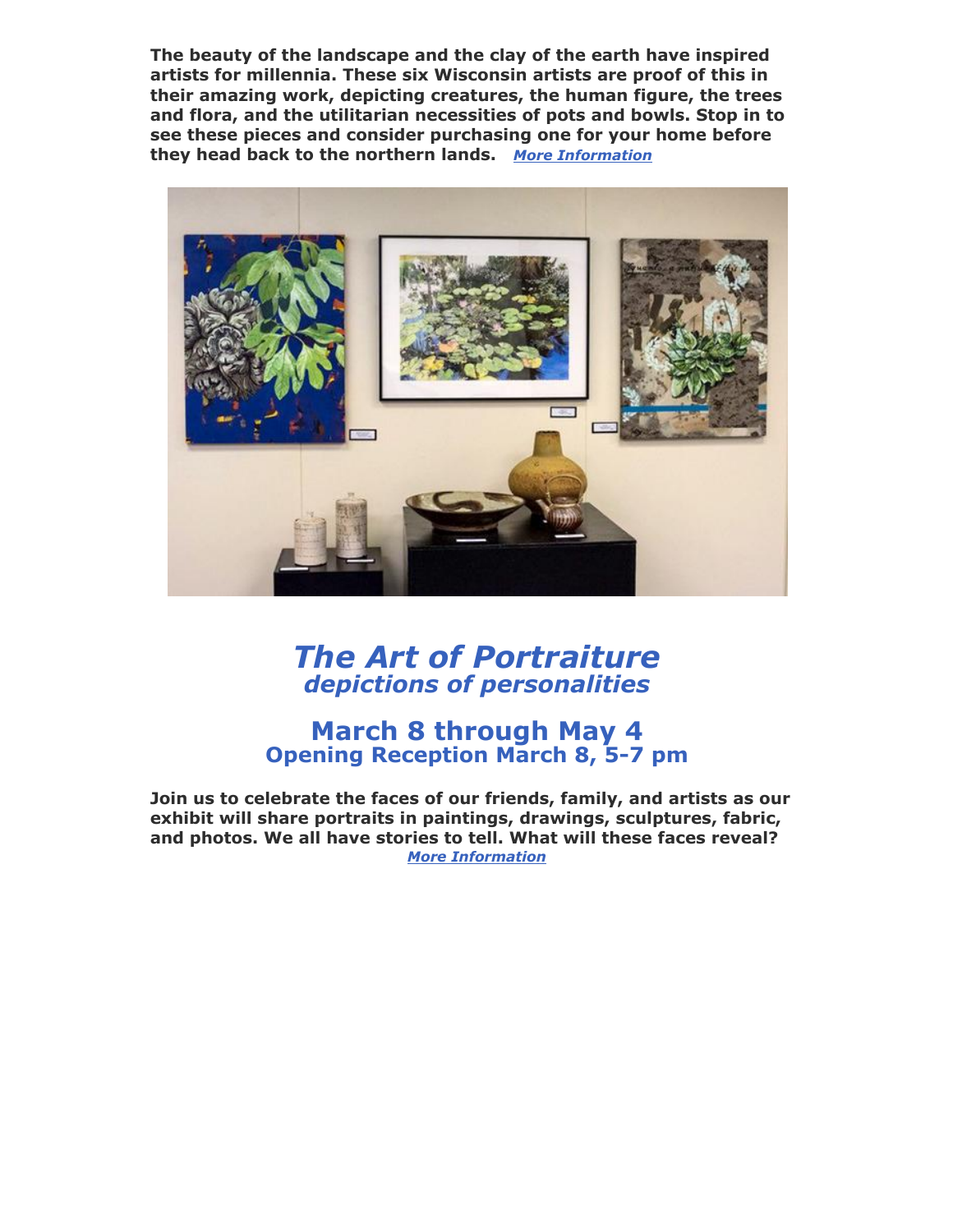**The beauty of the landscape and the clay of the earth have inspired artists for millennia. These six Wisconsin artists are proof of this in their amazing work, depicting creatures, the human figure, the trees and flora, and the utilitarian necessities of pots and bowls. Stop in to see these pieces and consider purchasing one for your home before they head back to the northern lands.** ***More Information***

# *The Art of Portraiture*

## *depictions of personalities*

## March 8 through May 4

### Opening Reception March 8, 5-7 pm

**Join us to celebrate the faces of our friends, family, and artists as our exhibit will share portraits in paintings, drawings, sculptures, fabric, and photos. We all have stories to tell. What will these faces reveal?**

***More Information***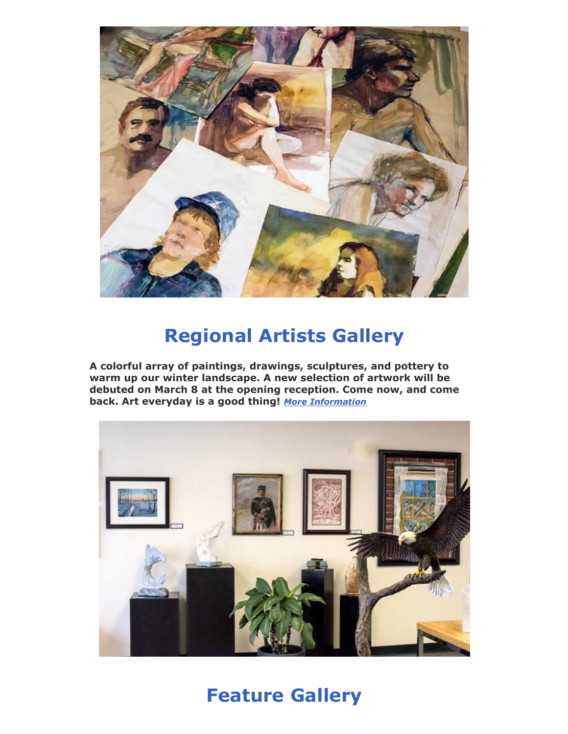## Regional Artists Gallery

**A colorful array of paintings, drawings, sculptures, and pottery to warm up our winter landscape. A new selection of artwork will be debuted on March 8 at the opening reception. Come now, and come back. Art everyday is a good thing!** ***More Information***

## Feature Gallery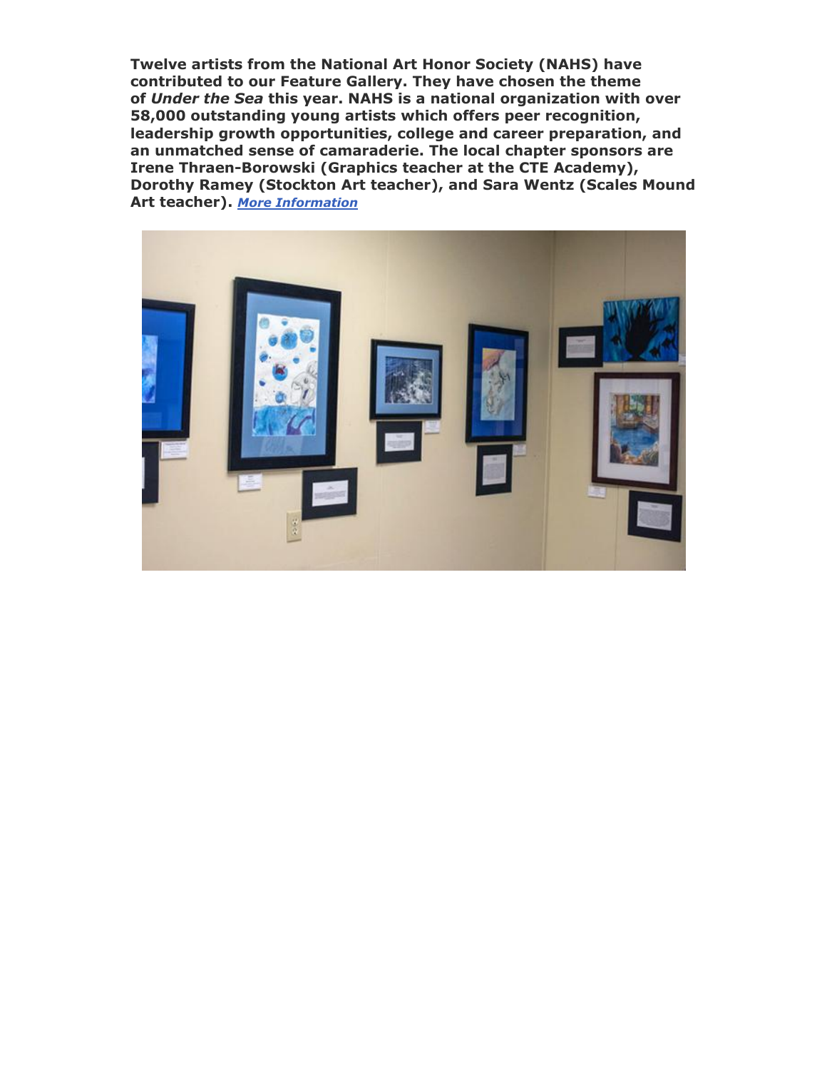**Twelve artists from the National Art Honor Society (NAHS) have contributed to our Feature Gallery. They have chosen the theme of *Under the Sea* this year. NAHS is a national organization with over 58,000 outstanding young artists which offers peer recognition, leadership growth opportunities, college and career preparation, and an unmatched sense of camaraderie. The local chapter sponsors are Irene Thraen-Borowski (Graphics teacher at the CTE Academy), Dorothy Ramey (Stockton Art teacher), and Sara Wentz (Scales Mound Art teacher).** ***More Information***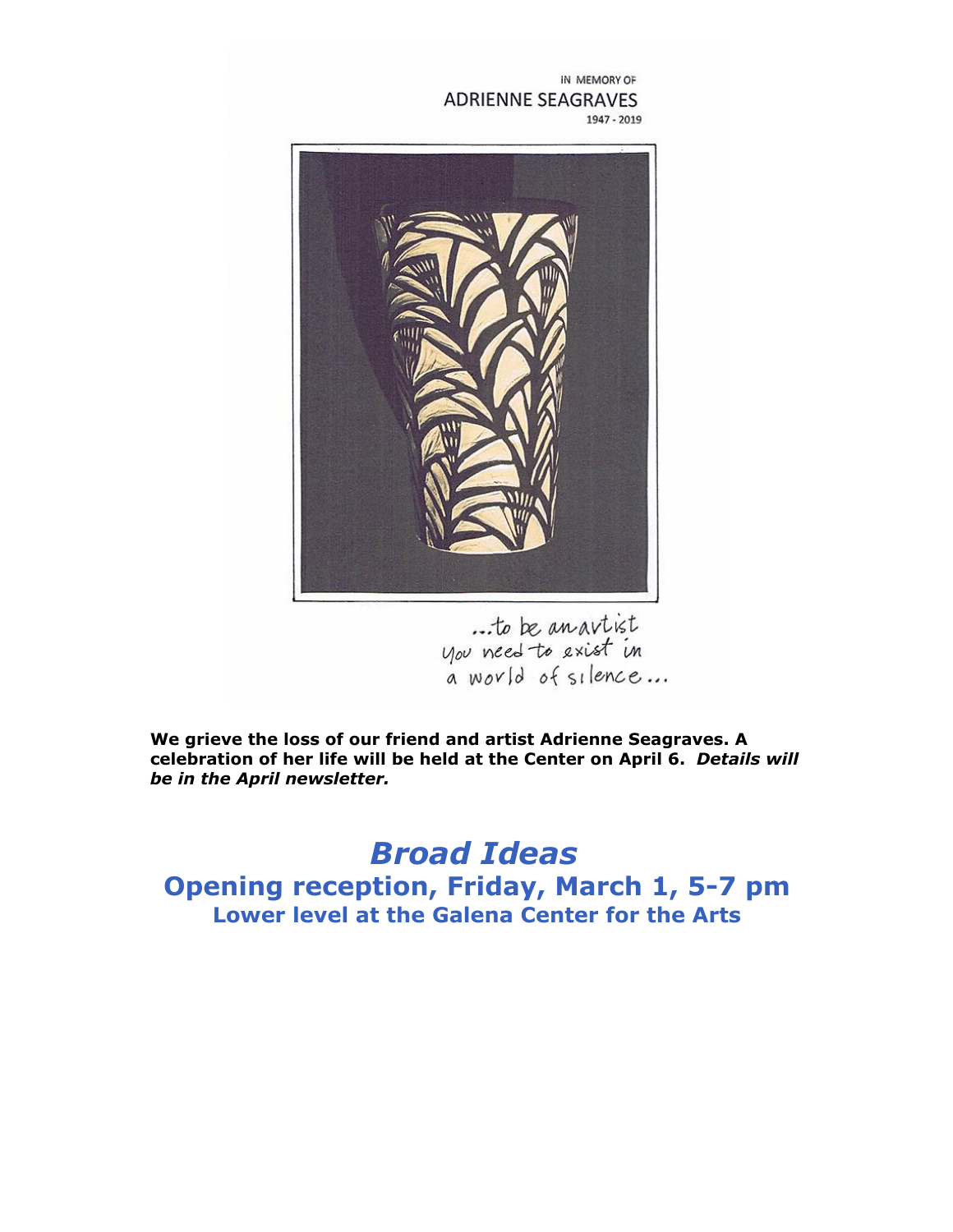IN MEMORY OF
ADRIENNE SEAGRAVES
1947 - 2019

...to be an artist
you need to exist in
a world of silence...

**We grieve the loss of our friend and artist Adrienne Seagraves. A celebration of her life will be held at the Center on April 6.** ***Details will be in the April newsletter.***

# *Broad Ideas*

## Opening reception, Friday, March 1, 5-7 pm

### Lower level at the Galena Center for the Arts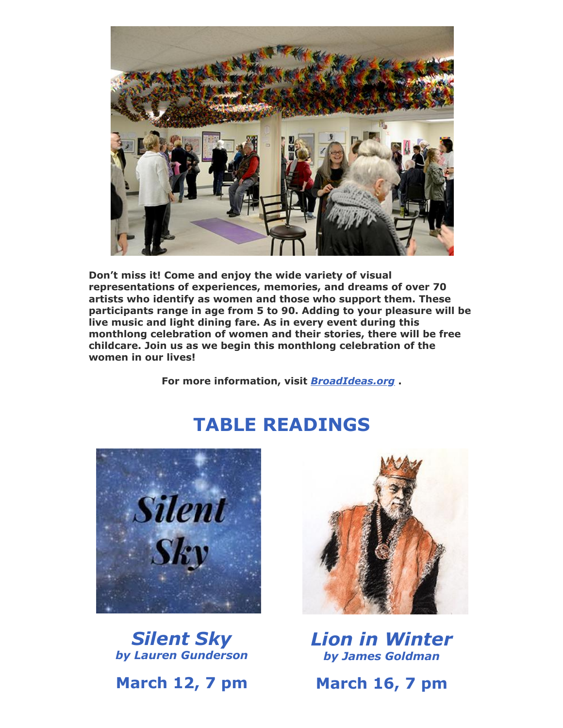**Don't miss it! Come and enjoy the wide variety of visual representations of experiences, memories, and dreams of over 70 artists who identify as women and those who support them. These participants range in age from 5 to 90. Adding to your pleasure will be live music and light dining fare. As in every event during this monthlong celebration of women and their stories, there will be free childcare. Join us as we begin this monthlong celebration of the women in our lives!**

**For more information, visit [*BroadIdeas.org*](BroadIdeas.org) .**

## TABLE READINGS

***Silent Sky***
***by Lauren Gunderson***

**March 12, 7 pm**

***Lion in Winter***
***by James Goldman***

**March 16, 7 pm**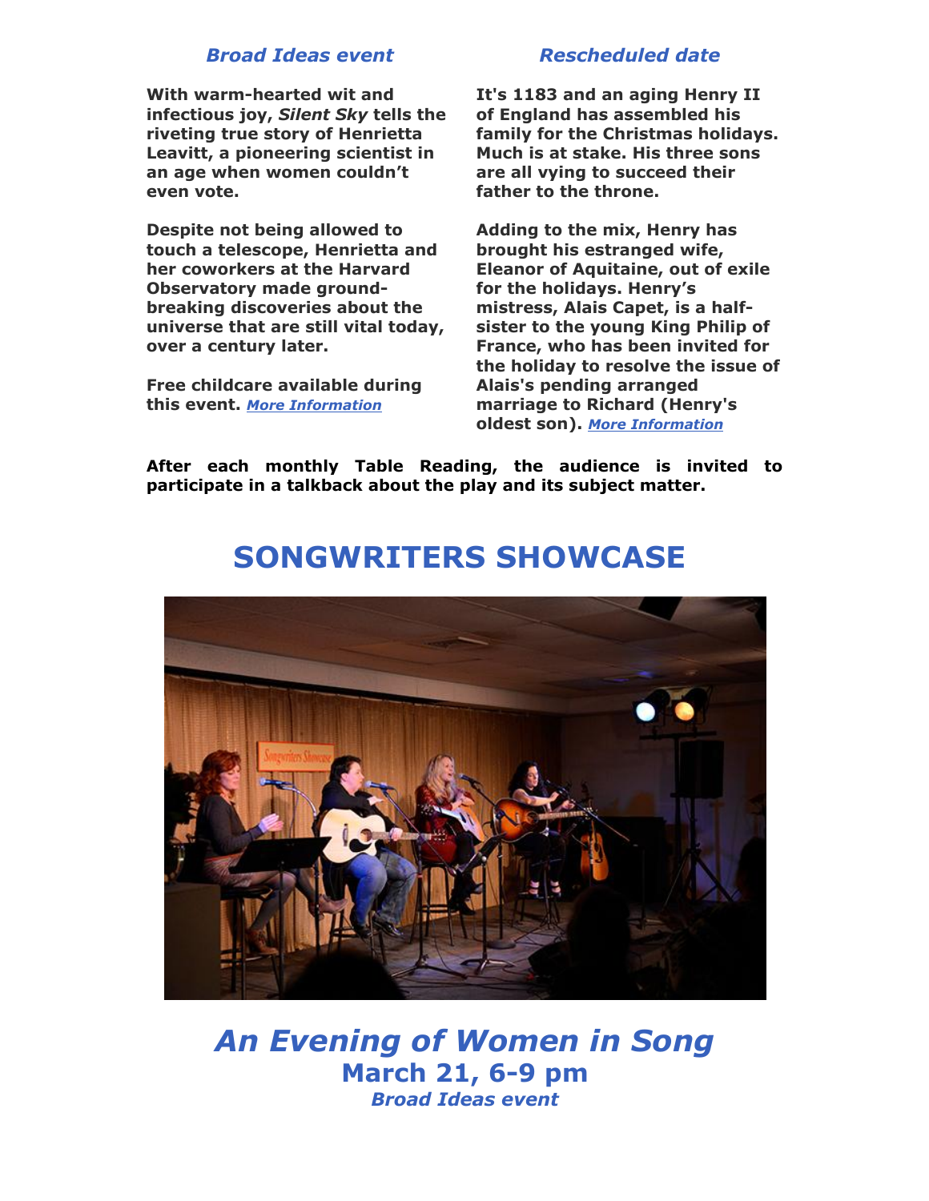***Broad Ideas event***

**With warm-hearted wit and infectious joy, *Silent Sky* tells the riveting true story of Henrietta Leavitt, a pioneering scientist in an age when women couldn't even vote.**

**Despite not being allowed to touch a telescope, Henrietta and her coworkers at the Harvard Observatory made ground-breaking discoveries about the universe that are still vital today, over a century later.**

**Free childcare available during this event. *More Information***

***Rescheduled date***

**It's 1183 and an aging Henry II of England has assembled his family for the Christmas holidays. Much is at stake. His three sons are all vying to succeed their father to the throne.**

**Adding to the mix, Henry has brought his estranged wife, Eleanor of Aquitaine, out of exile for the holidays. Henry's mistress, Alais Capet, is a half-sister to the young King Philip of France, who has been invited for the holiday to resolve the issue of Alais's pending arranged marriage to Richard (Henry's oldest son). *More Information***

**After each monthly Table Reading, the audience is invited to participate in a talkback about the play and its subject matter.**

# SONGWRITERS SHOWCASE

## *An Evening of Women in Song*

**March 21, 6-9 pm**

***Broad Ideas event***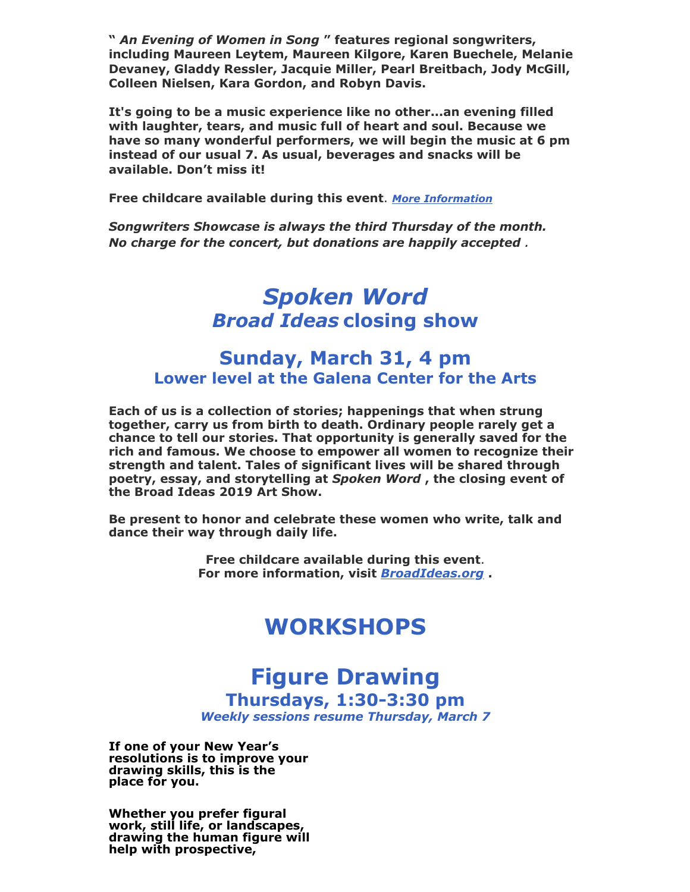**"*An Evening of Women in Song*" features regional songwriters, including Maureen Leytem, Maureen Kilgore, Karen Buechele, Melanie Devaney, Gladdy Ressler, Jacquie Miller, Pearl Breitbach, Jody McGill, Colleen Nielsen, Kara Gordon, and Robyn Davis.**

**It's going to be a music experience like no other...an evening filled with laughter, tears, and music full of heart and soul. Because we have so many wonderful performers, we will begin the music at 6 pm instead of our usual 7. As usual, beverages and snacks will be available. Don't miss it!**

**Free childcare available during this event**. ***More Information***

***Songwriters Showcase is always the third Thursday of the month. No charge for the concert, but donations are happily accepted .***

# *Spoken Word*

## *Broad Ideas* closing show

## Sunday, March 31, 4 pm

### Lower level at the Galena Center for the Arts

**Each of us is a collection of stories; happenings that when strung together, carry us from birth to death. Ordinary people rarely get a chance to tell our stories. That opportunity is generally saved for the rich and famous. We choose to empower all women to recognize their strength and talent. Tales of significant lives will be shared through poetry, essay, and storytelling at *Spoken Word* , the closing event of the Broad Ideas 2019 Art Show.**

**Be present to honor and celebrate these women who write, talk and dance their way through daily life.**

**Free childcare available during this event**.
**For more information, visit *BroadIdeas.org* .**

# WORKSHOPS

# Figure Drawing

## Thursdays, 1:30-3:30 pm

***Weekly sessions resume Thursday, March 7***

**If one of your New Year's resolutions is to improve your drawing skills, this is the place for you.**

**Whether you prefer figural work, still life, or landscapes, drawing the human figure will help with prospective,**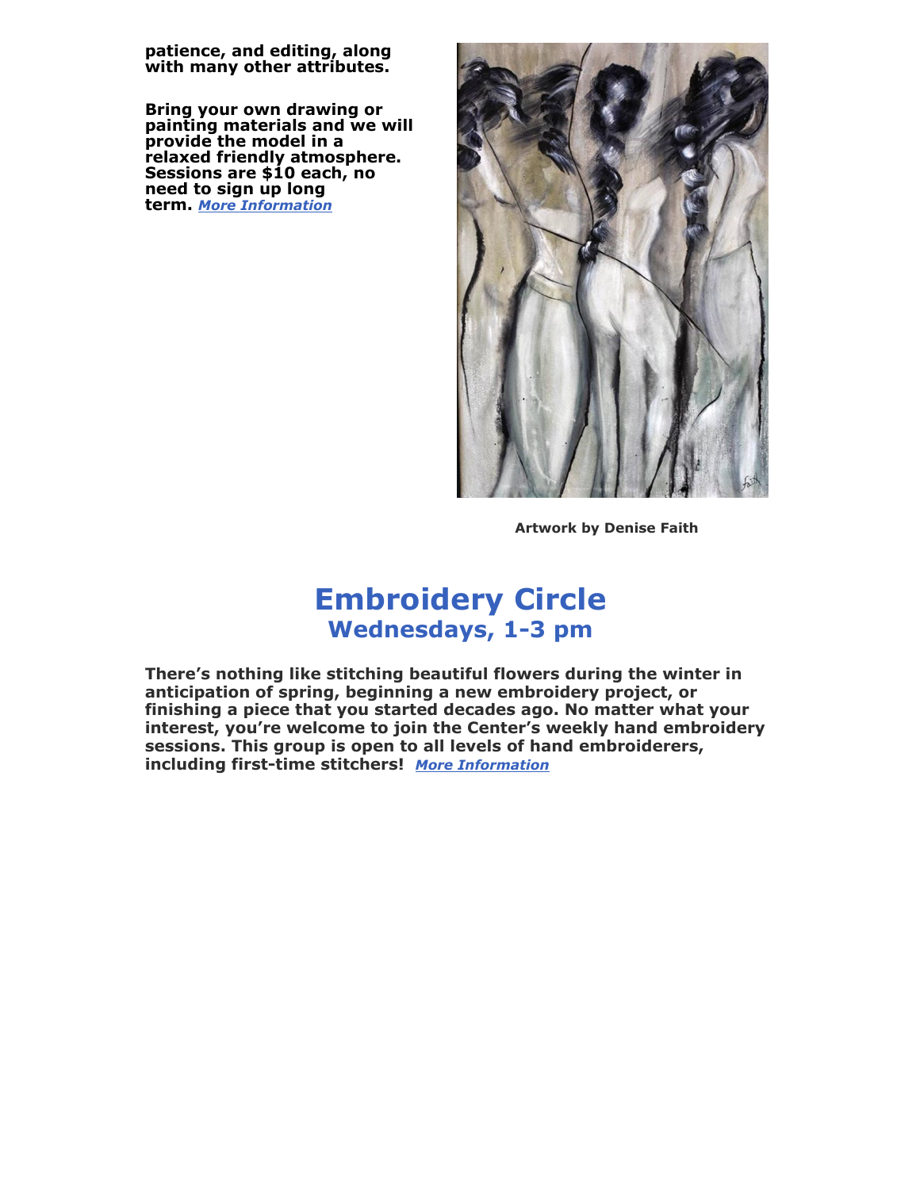**patience, and editing, along with many other attributes.**

**Bring your own drawing or painting materials and we will provide the model in a relaxed friendly atmosphere. Sessions are $10 each, no need to sign up long term.** ***More Information***

**Artwork by Denise Faith**

# Embroidery Circle

## Wednesdays, 1-3 pm

**There's nothing like stitching beautiful flowers during the winter in anticipation of spring, beginning a new embroidery project, or finishing a piece that you started decades ago. No matter what your interest, you're welcome to join the Center's weekly hand embroidery sessions. This group is open to all levels of hand embroiderers, including first-time stitchers!** ***More Information***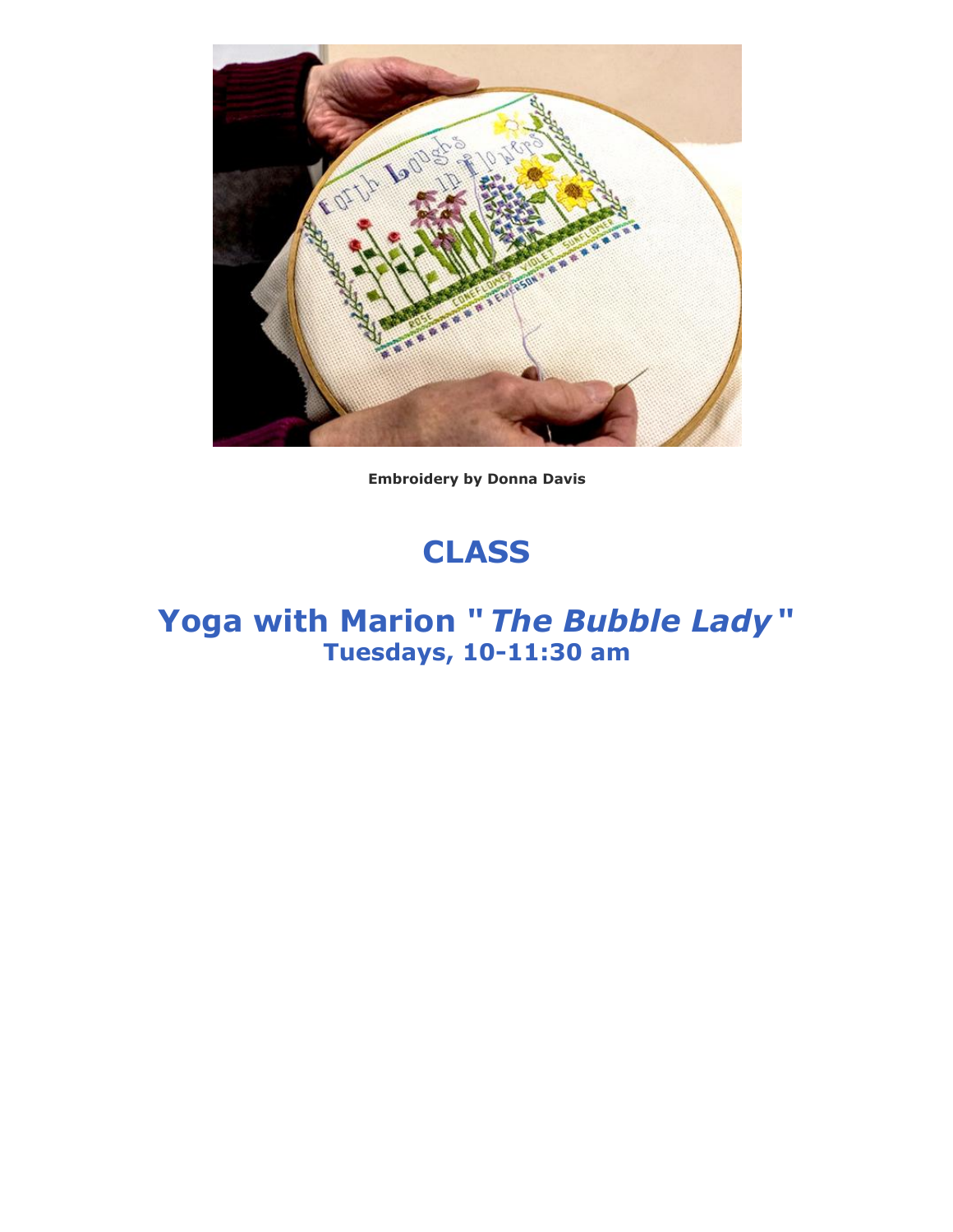**Embroidery by Donna Davis**

# CLASS

## Yoga with Marion "*The Bubble Lady*"

### Tuesdays, 10-11:30 am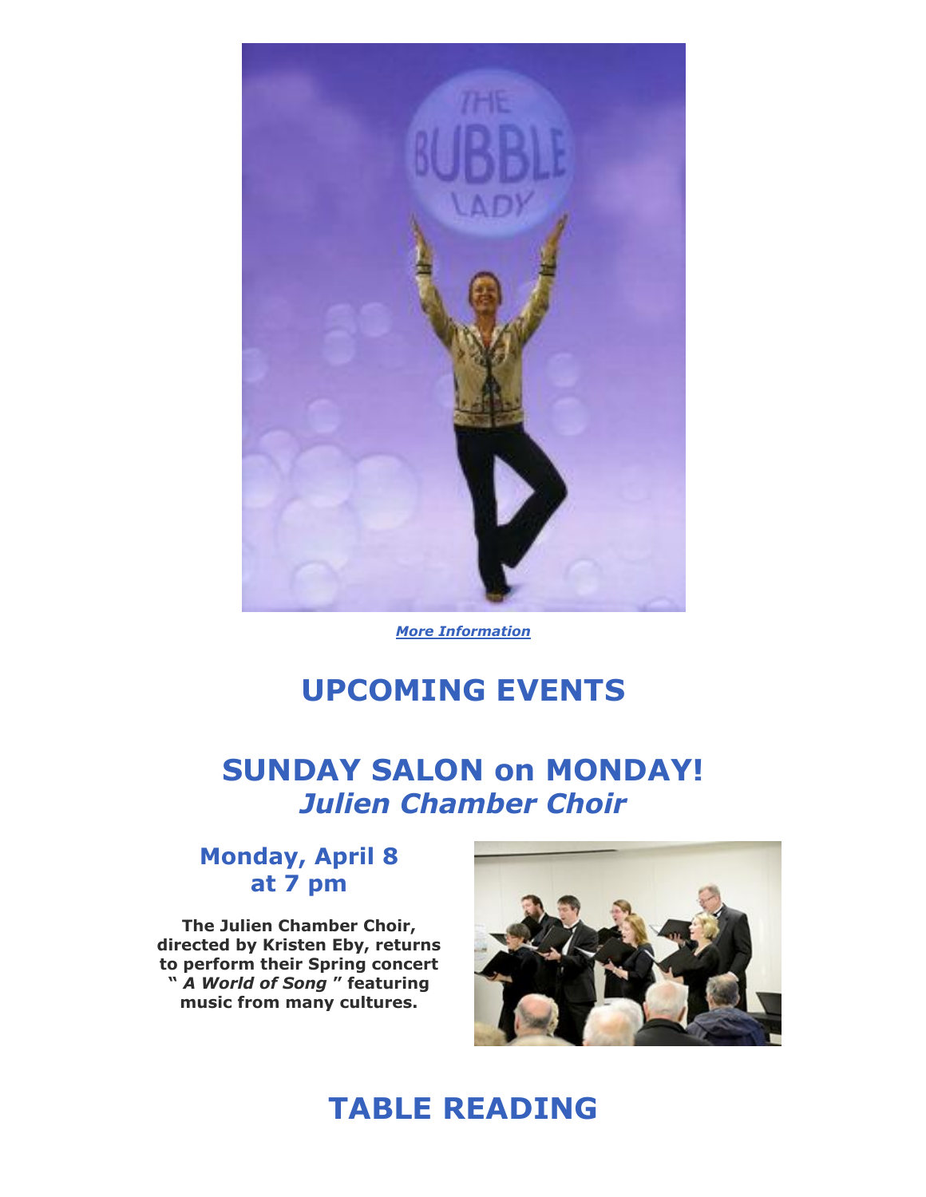*[More Information](#)*

# UPCOMING EVENTS

## SUNDAY SALON on MONDAY!
## *Julien Chamber Choir*

### Monday, April 8 at 7 pm

**The Julien Chamber Choir, directed by Kristen Eby, returns to perform their Spring concert "*A World of Song*" featuring music from many cultures.**

# TABLE READING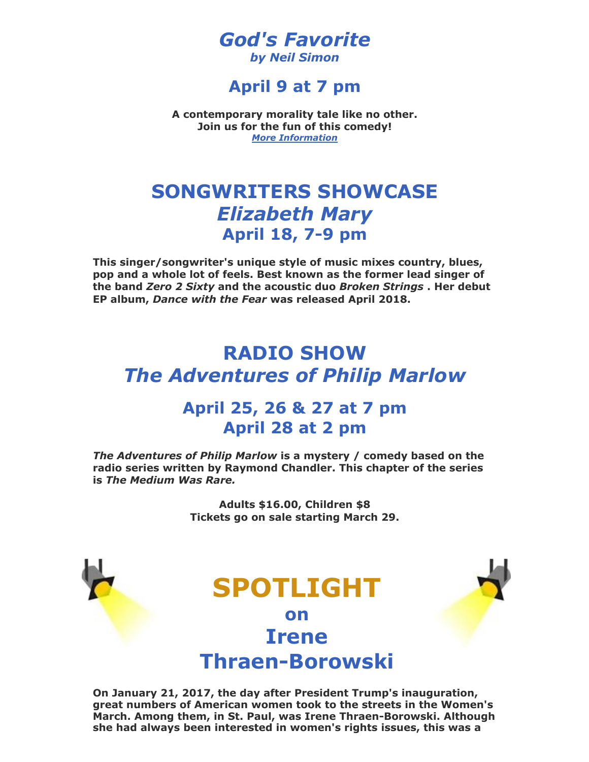# *God's Favorite*

***by Neil Simon***

## April 9 at 7 pm

**A contemporary morality tale like no other.**
**Join us for the fun of this comedy!**
***More Information***

# SONGWRITERS SHOWCASE
# *Elizabeth Mary*
## April 18, 7-9 pm

**This singer/songwriter's unique style of music mixes country, blues, pop and a whole lot of feels. Best known as the former lead singer of the band *Zero 2 Sixty* and the acoustic duo *Broken Strings* . Her debut EP album, *Dance with the Fear* was released April 2018.**

# RADIO SHOW
# *The Adventures of Philip Marlow*

## April 25, 26 & 27 at 7 pm
## April 28 at 2 pm

***The Adventures of Philip Marlow* is a mystery / comedy based on the radio series written by Raymond Chandler. This chapter of the series is *The Medium Was Rare.***

**Adults $16.00, Children $8**
**Tickets go on sale starting March 29.**

# SPOTLIGHT
## on
## Irene Thraen-Borowski

**On January 21, 2017, the day after President Trump's inauguration, great numbers of American women took to the streets in the Women's March. Among them, in St. Paul, was Irene Thraen-Borowski. Although she had always been interested in women's rights issues, this was a**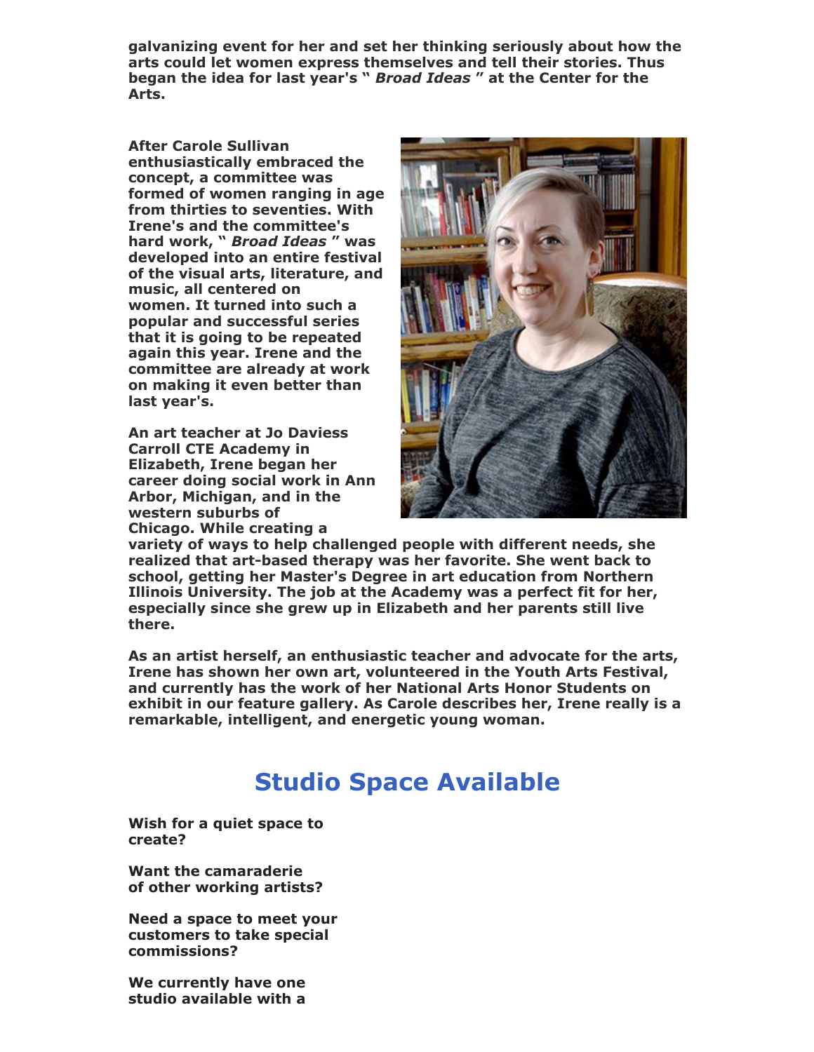**galvanizing event for her and set her thinking seriously about how the arts could let women express themselves and tell their stories. Thus began the idea for last year's "*Broad Ideas*" at the Center for the Arts.**

**After Carole Sullivan enthusiastically embraced the concept, a committee was formed of women ranging in age from thirties to seventies. With Irene's and the committee's hard work, "*Broad Ideas*" was developed into an entire festival of the visual arts, literature, and music, all centered on women. It turned into such a popular and successful series that it is going to be repeated again this year. Irene and the committee are already at work on making it even better than last year's.**

**An art teacher at Jo Daviess Carroll CTE Academy in Elizabeth, Irene began her career doing social work in Ann Arbor, Michigan, and in the western suburbs of Chicago. While creating a variety of ways to help challenged people with different needs, she realized that art-based therapy was her favorite. She went back to school, getting her Master's Degree in art education from Northern Illinois University. The job at the Academy was a perfect fit for her, especially since she grew up in Elizabeth and her parents still live there.**

**As an artist herself, an enthusiastic teacher and advocate for the arts, Irene has shown her own art, volunteered in the Youth Arts Festival, and currently has the work of her National Arts Honor Students on exhibit in our feature gallery. As Carole describes her, Irene really is a remarkable, intelligent, and energetic young woman.**

## Studio Space Available

**Wish for a quiet space to create?**

**Want the camaraderie of other working artists?**

**Need a space to meet your customers to take special commissions?**

**We currently have one studio available with a**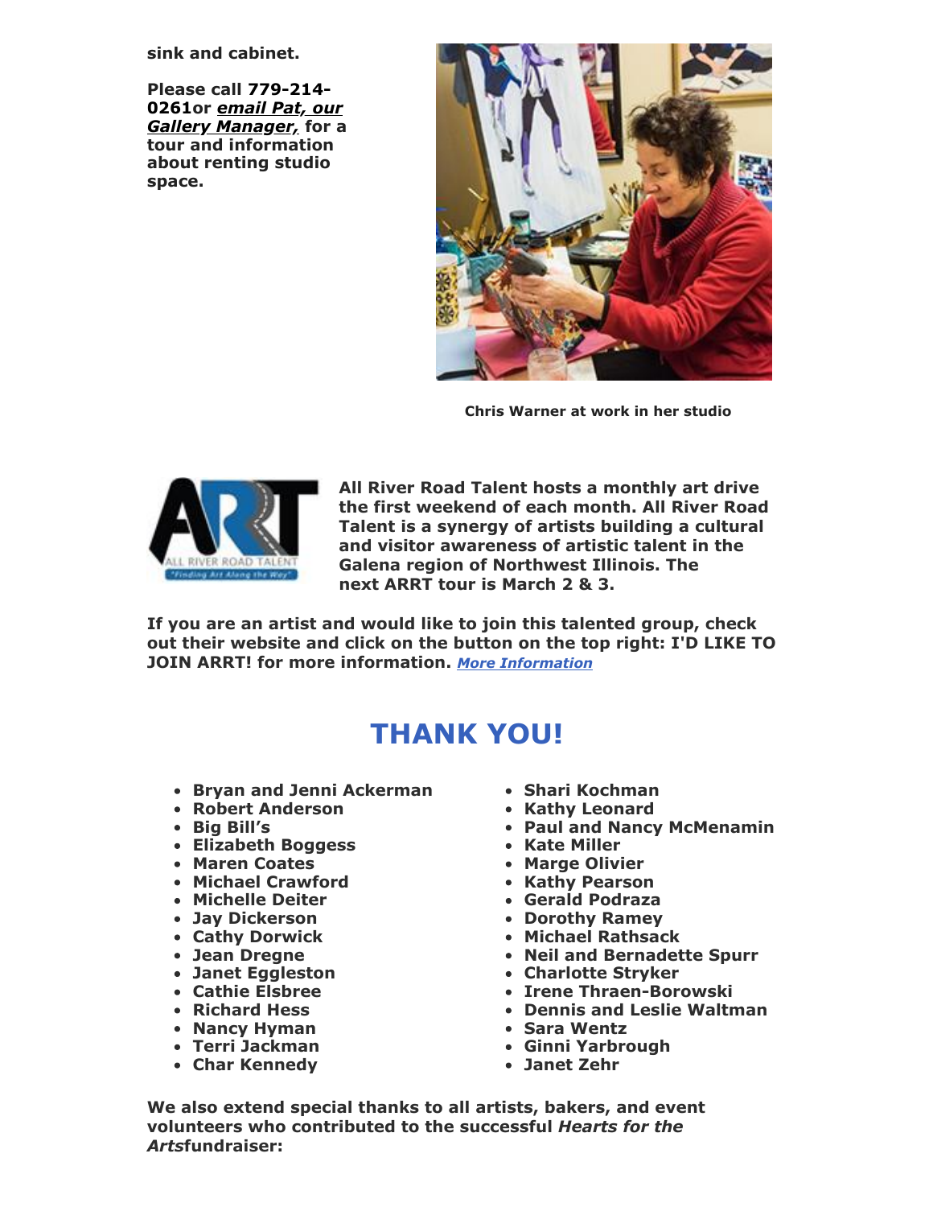**sink and cabinet.**

**Please call 779-214-0261or *email Pat, our Gallery Manager,* for a tour and information about renting studio space.**

**Chris Warner at work in her studio**

**All River Road Talent hosts a monthly art drive the first weekend of each month. All River Road Talent is a synergy of artists building a cultural and visitor awareness of artistic talent in the Galena region of Northwest Illinois. The next ARRT tour is March 2 & 3.**

**If you are an artist and would like to join this talented group, check out their website and click on the button on the top right: I'D LIKE TO JOIN ARRT! for more information.** ***More Information***

# THANK YOU!

- **Bryan and Jenni Ackerman**
- **Robert Anderson**
- **Big Bill's**
- **Elizabeth Boggess**
- **Maren Coates**
- **Michael Crawford**
- **Michelle Deiter**
- **Jay Dickerson**
- **Cathy Dorwick**
- **Jean Dregne**
- **Janet Eggleston**
- **Cathie Elsbree**
- **Richard Hess**
- **Nancy Hyman**
- **Terri Jackman**
- **Char Kennedy**
- **Shari Kochman**
- **Kathy Leonard**
- **Paul and Nancy McMenamin**
- **Kate Miller**
- **Marge Olivier**
- **Kathy Pearson**
- **Gerald Podraza**
- **Dorothy Ramey**
- **Michael Rathsack**
- **Neil and Bernadette Spurr**
- **Charlotte Stryker**
- **Irene Thraen-Borowski**
- **Dennis and Leslie Waltman**
- **Sara Wentz**
- **Ginni Yarbrough**
- **Janet Zehr**

**We also extend special thanks to all artists, bakers, and event volunteers who contributed to the successful *Hearts for the Arts*fundraiser:**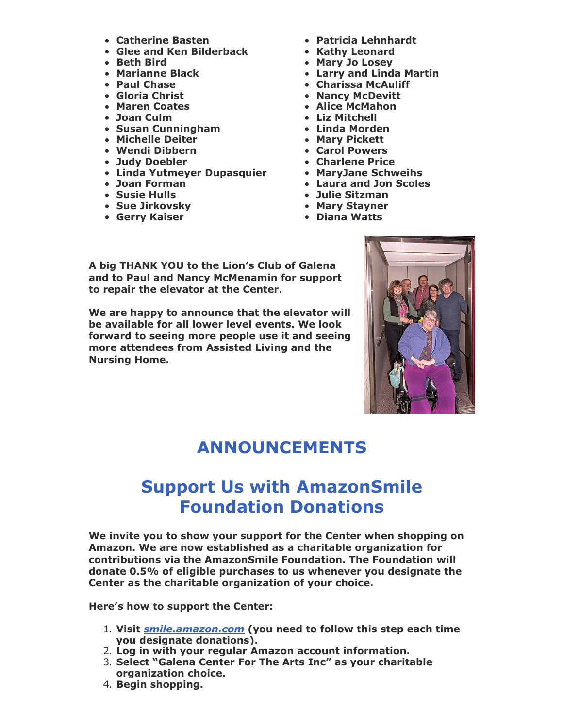- **Catherine Basten**
- **Glee and Ken Bilderback**
- **Beth Bird**
- **Marianne Black**
- **Paul Chase**
- **Gloria Christ**
- **Maren Coates**
- **Joan Culm**
- **Susan Cunningham**
- **Michelle Deiter**
- **Wendi Dibbern**
- **Judy Doebler**
- **Linda Yutmeyer Dupasquier**
- **Joan Forman**
- **Susie Hulls**
- **Sue Jirkovsky**
- **Gerry Kaiser**
- **Patricia Lehnhardt**
- **Kathy Leonard**
- **Mary Jo Losey**
- **Larry and Linda Martin**
- **Charissa McAuliff**
- **Nancy McDevitt**
- **Alice McMahon**
- **Liz Mitchell**
- **Linda Morden**
- **Mary Pickett**
- **Carol Powers**
- **Charlene Price**
- **MaryJane Schweihs**
- **Laura and Jon Scoles**
- **Julie Sitzman**
- **Mary Stayner**
- **Diana Watts**

**A big THANK YOU to the Lion's Club of Galena and to Paul and Nancy McMenamin for support to repair the elevator at the Center.**

**We are happy to announce that the elevator will be available for all lower level events. We look forward to seeing more people use it and seeing more attendees from Assisted Living and the Nursing Home.**

# ANNOUNCEMENTS

## Support Us with AmazonSmile Foundation Donations

**We invite you to show your support for the Center when shopping on Amazon. We are now established as a charitable organization for contributions via the AmazonSmile Foundation. The Foundation will donate 0.5% of eligible purchases to us whenever you designate the Center as the charitable organization of your choice.**

**Here's how to support the Center:**

1. **Visit *smile.amazon.com* (you need to follow this step each time you designate donations).**
2. **Log in with your regular Amazon account information.**
3. **Select "Galena Center For The Arts Inc" as your charitable organization choice.**
4. **Begin shopping.**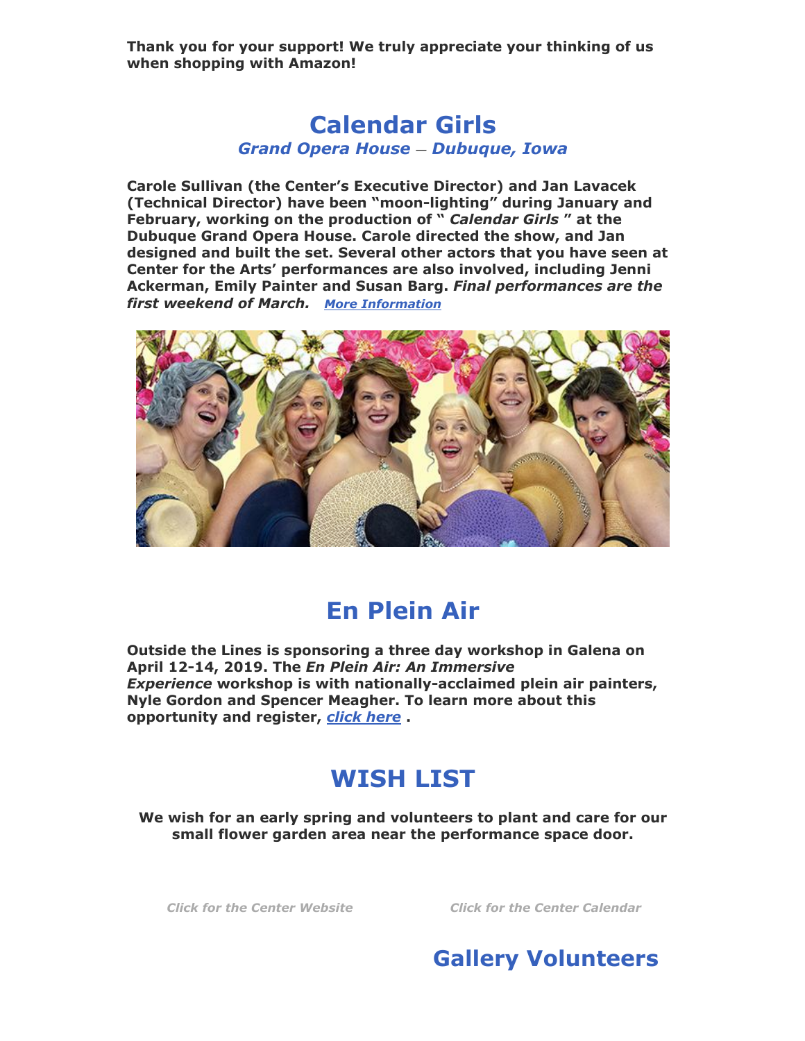**Thank you for your support! We truly appreciate your thinking of us when shopping with Amazon!**

# Calendar Girls

### *Grand Opera House – Dubuque, Iowa*

**Carole Sullivan (the Center's Executive Director) and Jan Lavacek (Technical Director) have been "moon-lighting" during January and February, working on the production of "** ***Calendar Girls*** **" at the Dubuque Grand Opera House. Carole directed the show, and Jan designed and built the set. Several other actors that you have seen at Center for the Arts' performances are also involved, including Jenni Ackerman, Emily Painter and Susan Barg.** ***Final performances are the first weekend of March.*** ***More Information***

# En Plein Air

**Outside the Lines is sponsoring a three day workshop in Galena on April 12-14, 2019. The** ***En Plein Air: An Immersive Experience*** **workshop is with nationally-acclaimed plein air painters, Nyle Gordon and Spencer Meagher. To learn more about this opportunity and register,** ***click here*** **.**

# WISH LIST

**We wish for an early spring and volunteers to plant and care for our small flower garden area near the performance space door.**

***Click for the Center Website*** ***Click for the Center Calendar***

# Gallery Volunteers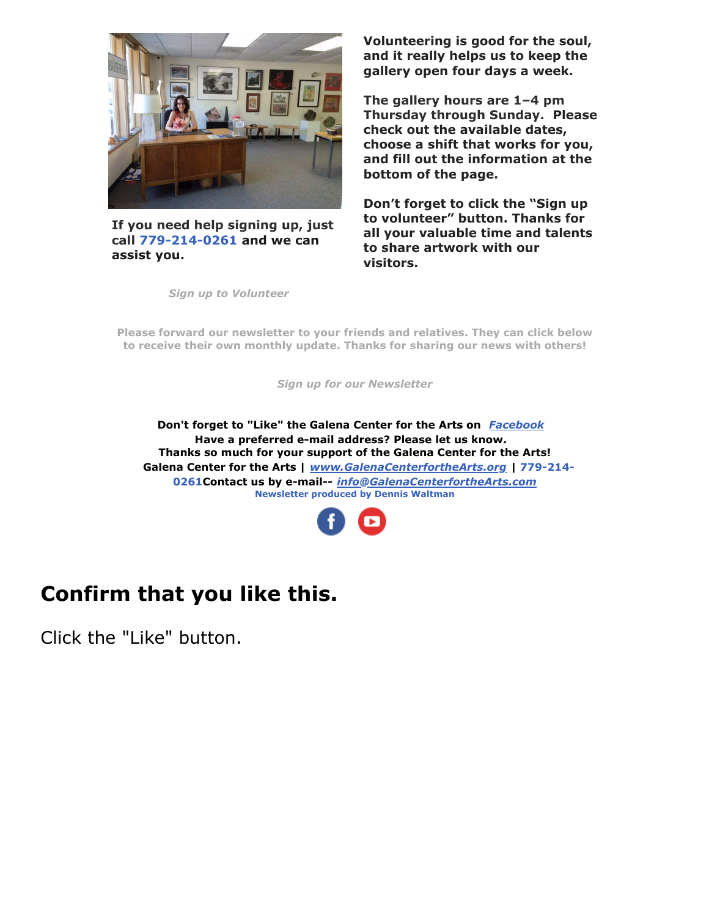**If you need help signing up, just call 779-214-0261 and we can assist you.**

**Volunteering is good for the soul, and it really helps us to keep the gallery open four days a week.**

**The gallery hours are 1–4 pm Thursday through Sunday. Please check out the available dates, choose a shift that works for you, and fill out the information at the bottom of the page.**

**Don't forget to click the "Sign up to volunteer" button. Thanks for all your valuable time and talents to share artwork with our visitors.**

***Sign up to Volunteer***

**Please forward our newsletter to your friends and relatives. They can click below to receive their own monthly update. Thanks for sharing our news with others!**

***Sign up for our Newsletter***

**Don't forget to "Like" the Galena Center for the Arts on *Facebook***
**Have a preferred e-mail address? Please let us know.**
**Thanks so much for your support of the Galena Center for the Arts!**
**Galena Center for the Arts | *www.GalenaCenterfortheArts.org* | 779-214-0261Contact us by e-mail-- *info@GalenaCenterfortheArts.com***
**Newsletter produced by Dennis Waltman**

# Confirm that you like this.

Click the "Like" button.